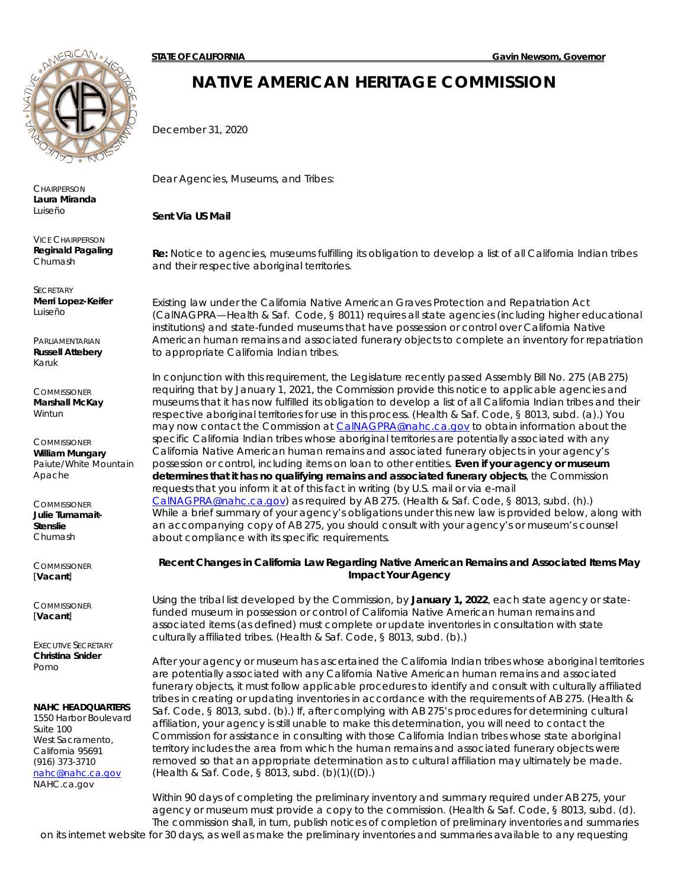**STATE OF CALIFORNIA** **Gavin Newsom, Governor**

# NATIVE AMERICAN HERITAGE COMMISSION

CHAIRPERSON
**Laura Miranda**
Luiseño

VICE CHAIRPERSON
**Reginald Pagaling**
Chumash

SECRETARY
**Merri Lopez-Keifer**
Luiseño

PARLIAMENTARIAN
**Russell Attebery**
Karuk

COMMISSIONER
**Marshall McKay**
Wintun

COMMISSIONER
**William Mungary**
Paiute/White Mountain Apache

COMMISSIONER
**Julie Tumamait-Stenslie**
Chumash

COMMISSIONER
[**Vacant**]

COMMISSIONER
[**Vacant**]

EXECUTIVE SECRETARY
**Christina Snider**
Pomo

**NAHC HEADQUARTERS**
1550 Harbor Boulevard
Suite 100
West Sacramento,
California 95691
(916) 373-3710
nahc@nahc.ca.gov
NAHC.ca.gov

December 31, 2020

Dear Agencies, Museums, and Tribes:

**Sent Via US Mail**

**Re:** Notice to agencies, museums fulfilling its obligation to develop a list of all California Indian tribes and their respective aboriginal territories.

Existing law under the California Native American Graves Protection and Repatriation Act (CalNAGPRA—Health & Saf. Code, § 8011) requires all state agencies (including higher educational institutions) and state-funded museums that have possession or control over California Native American human remains and associated funerary objects to complete an inventory for repatriation to appropriate California Indian tribes.

In conjunction with this requirement, the Legislature recently passed Assembly Bill No. 275 (AB 275) requiring that by January 1, 2021, the Commission provide this notice to applicable agencies and museums that it has now fulfilled its obligation to develop a list of all California Indian tribes and their respective aboriginal territories for use in this process. (Health & Saf. Code, § 8013, subd. (a).) You may now contact the Commission at CalNAGPRA@nahc.ca.gov to obtain information about the specific California Indian tribes whose aboriginal territories are potentially associated with any California Native American human remains and associated funerary objects in your agency's possession or control, including items on loan to other entities. **Even if your agency or museum determines that it has no qualifying remains and associated funerary objects**, the Commission requests that you inform it at of this fact in writing (by U.S. mail or via e-mail CalNAGPRA@nahc.ca.gov) as required by AB 275. (Health & Saf. Code, § 8013, subd. (h).) While a brief summary of your agency's obligations under this new law is provided below, along with an accompanying copy of AB 275, you should consult with your agency's or museum's counsel about compliance with its specific requirements.

**Recent Changes in California Law Regarding Native American Remains and Associated Items May Impact Your Agency**

Using the tribal list developed by the Commission, by **January 1, 2022**, each state agency or state-funded museum in possession or control of California Native American human remains and associated items (as defined) must complete or update inventories in consultation with state culturally affiliated tribes. (Health & Saf. Code, § 8013, subd. (b).)

After your agency or museum has ascertained the California Indian tribes whose aboriginal territories are potentially associated with any California Native American human remains and associated funerary objects, it must follow applicable procedures to identify and consult with culturally affiliated tribes in creating or updating inventories in accordance with the requirements of AB 275. (Health & Saf. Code, § 8013, subd. (b).) If, after complying with AB 275's procedures for determining cultural affiliation, your agency is still unable to make this determination, you will need to contact the Commission for assistance in consulting with those California Indian tribes whose state aboriginal territory includes the area from which the human remains and associated funerary objects were removed so that an appropriate determination as to cultural affiliation may ultimately be made. (Health & Saf. Code, § 8013, subd. (b)(1)((D).)

Within 90 days of completing the preliminary inventory and summary required under AB 275, your agency or museum must provide a copy to the commission. (Health & Saf. Code, § 8013, subd. (d). The commission shall, in turn, publish notices of completion of preliminary inventories and summaries on its internet website for 30 days, as well as make the preliminary inventories and summaries available to any requesting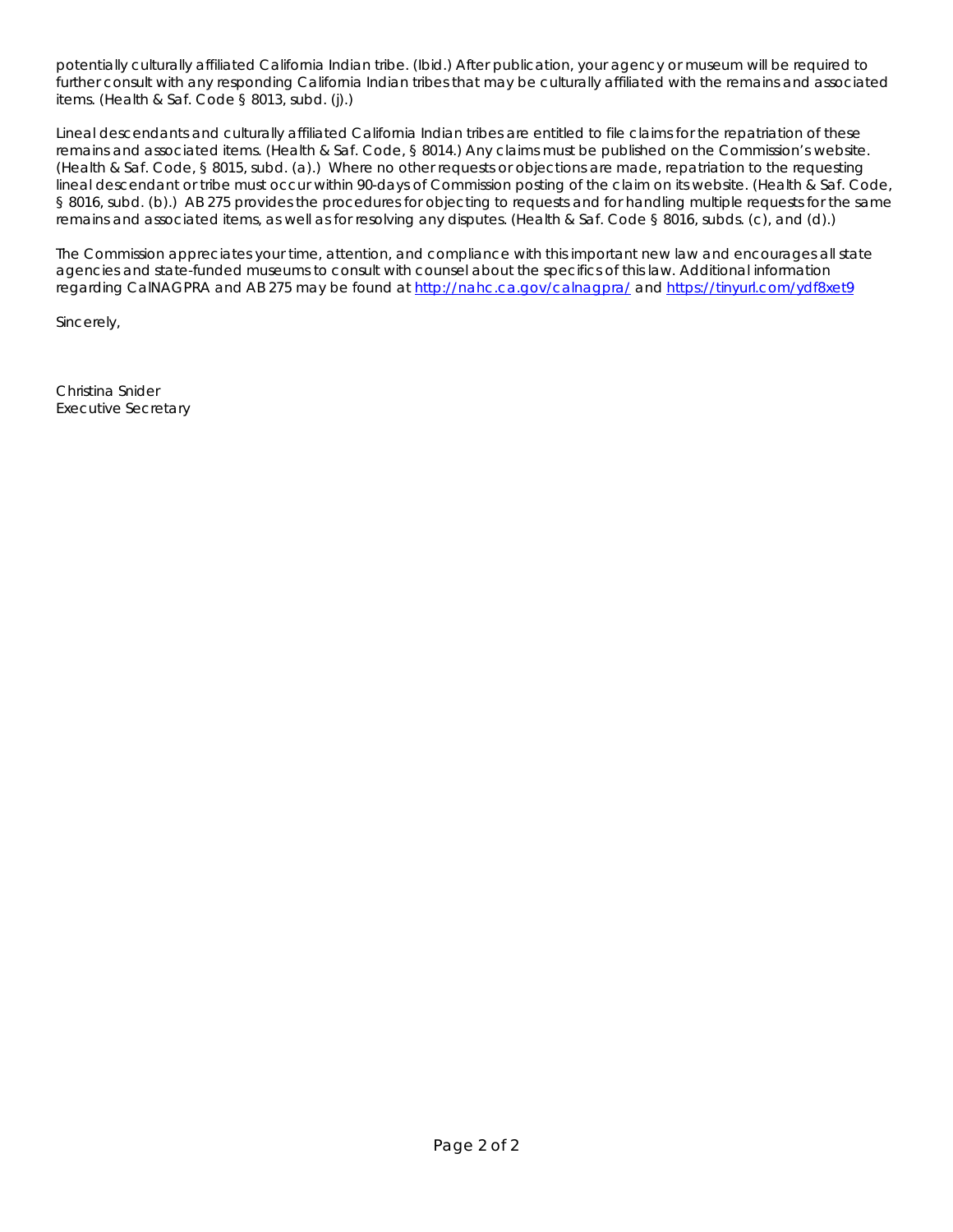potentially culturally affiliated California Indian tribe. (Ibid.) After publication, your agency or museum will be required to further consult with any responding California Indian tribes that may be culturally affiliated with the remains and associated items. (Health & Saf. Code § 8013, subd. (j).)

Lineal descendants and culturally affiliated California Indian tribes are entitled to file claims for the repatriation of these remains and associated items. (Health & Saf. Code, § 8014.) Any claims must be published on the Commission's website. (Health & Saf. Code, § 8015, subd. (a).) Where no other requests or objections are made, repatriation to the requesting lineal descendant or tribe must occur within 90-days of Commission posting of the claim on its website. (Health & Saf. Code, § 8016, subd. (b).) AB 275 provides the procedures for objecting to requests and for handling multiple requests for the same remains and associated items, as well as for resolving any disputes. (Health & Saf. Code § 8016, subds. (c), and (d).)

The Commission appreciates your time, attention, and compliance with this important new law and encourages all state agencies and state-funded museums to consult with counsel about the specifics of this law. Additional information regarding CalNAGPRA and AB 275 may be found at http://nahc.ca.gov/calnagpra/ and https://tinyurl.com/ydf8xet9

Sincerely,

Christina Snider
Executive Secretary